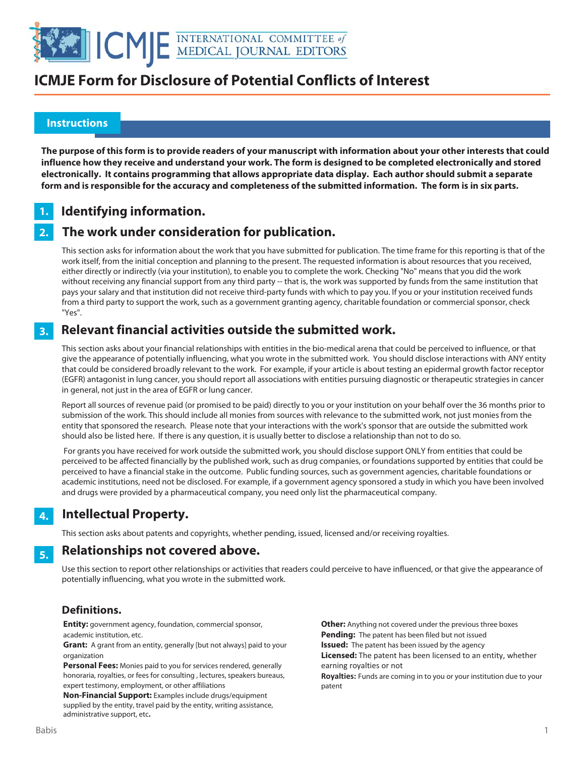# ICMJE Form for Disclosure of Potential Conflicts of Interest

## Instructions

**The purpose of this form is to provide readers of your manuscript with information about your other interests that could influence how they receive and understand your work. The form is designed to be completed electronically and stored electronically. It contains programming that allows appropriate data display. Each author should submit a separate form and is responsible for the accuracy and completeness of the submitted information. The form is in six parts.**

## 1. Identifying information.

## 2. The work under consideration for publication.

This section asks for information about the work that you have submitted for publication. The time frame for this reporting is that of the work itself, from the initial conception and planning to the present. The requested information is about resources that you received, either directly or indirectly (via your institution), to enable you to complete the work. Checking "No" means that you did the work without receiving any financial support from any third party -- that is, the work was supported by funds from the same institution that pays your salary and that institution did not receive third-party funds with which to pay you. If you or your institution received funds from a third party to support the work, such as a government granting agency, charitable foundation or commercial sponsor, check "Yes".

## 3. Relevant financial activities outside the submitted work.

This section asks about your financial relationships with entities in the bio-medical arena that could be perceived to influence, or that give the appearance of potentially influencing, what you wrote in the submitted work. You should disclose interactions with ANY entity that could be considered broadly relevant to the work. For example, if your article is about testing an epidermal growth factor receptor (EGFR) antagonist in lung cancer, you should report all associations with entities pursuing diagnostic or therapeutic strategies in cancer in general, not just in the area of EGFR or lung cancer.

Report all sources of revenue paid (or promised to be paid) directly to you or your institution on your behalf over the 36 months prior to submission of the work. This should include all monies from sources with relevance to the submitted work, not just monies from the entity that sponsored the research. Please note that your interactions with the work's sponsor that are outside the submitted work should also be listed here. If there is any question, it is usually better to disclose a relationship than not to do so.

For grants you have received for work outside the submitted work, you should disclose support ONLY from entities that could be perceived to be affected financially by the published work, such as drug companies, or foundations supported by entities that could be perceived to have a financial stake in the outcome. Public funding sources, such as government agencies, charitable foundations or academic institutions, need not be disclosed. For example, if a government agency sponsored a study in which you have been involved and drugs were provided by a pharmaceutical company, you need only list the pharmaceutical company.

## 4. Intellectual Property.

This section asks about patents and copyrights, whether pending, issued, licensed and/or receiving royalties.

## 5. Relationships not covered above.

Use this section to report other relationships or activities that readers could perceive to have influenced, or that give the appearance of potentially influencing, what you wrote in the submitted work.

### Definitions.

**Entity:** government agency, foundation, commercial sponsor, academic institution, etc.

**Grant:** A grant from an entity, generally [but not always] paid to your organization

**Personal Fees:** Monies paid to you for services rendered, generally honoraria, royalties, or fees for consulting , lectures, speakers bureaus, expert testimony, employment, or other affiliations

**Non-Financial Support:** Examples include drugs/equipment supplied by the entity, travel paid by the entity, writing assistance, administrative support, etc**.**

**Other:** Anything not covered under the previous three boxes

**Pending:** The patent has been filed but not issued

**Issued:** The patent has been issued by the agency

**Licensed:** The patent has been licensed to an entity, whether earning royalties or not

**Royalties:** Funds are coming in to you or your institution due to your patent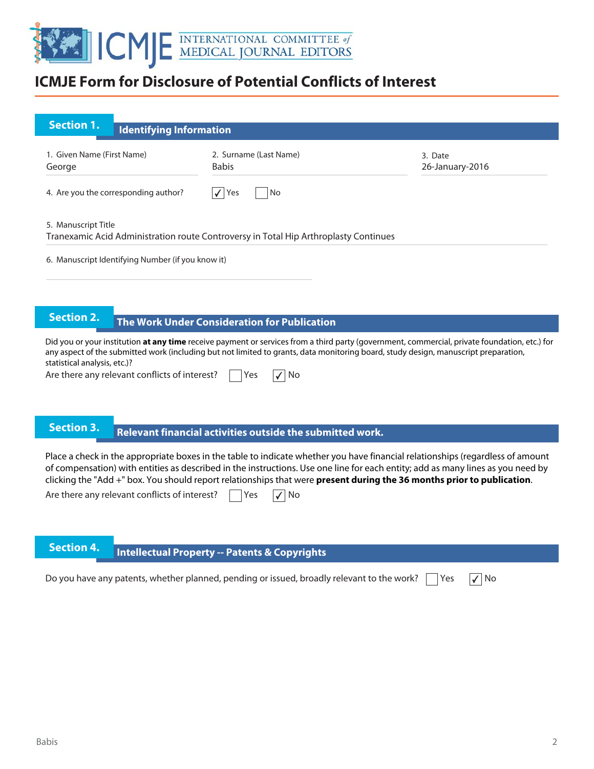# ICMJE Form for Disclosure of Potential Conflicts of Interest

## Section 1. Identifying Information

1. Given Name (First Name)
George

2. Surname (Last Name)
Babis

3. Date
26-January-2016

4. Are you the corresponding author? ☑ Yes ☐ No

5. Manuscript Title
Tranexamic Acid Administration route Controversy in Total Hip Arthroplasty Continues

6. Manuscript Identifying Number (if you know it)

## Section 2. The Work Under Consideration for Publication

Did you or your institution **at any time** receive payment or services from a third party (government, commercial, private foundation, etc.) for any aspect of the submitted work (including but not limited to grants, data monitoring board, study design, manuscript preparation, statistical analysis, etc.)?

Are there any relevant conflicts of interest? ☐ Yes ☑ No

## Section 3. Relevant financial activities outside the submitted work.

Place a check in the appropriate boxes in the table to indicate whether you have financial relationships (regardless of amount of compensation) with entities as described in the instructions. Use one line for each entity; add as many lines as you need by clicking the "Add +" box. You should report relationships that were **present during the 36 months prior to publication**.

Are there any relevant conflicts of interest? ☐ Yes ☑ No

## Section 4. Intellectual Property -- Patents & Copyrights

Do you have any patents, whether planned, pending or issued, broadly relevant to the work? ☐ Yes ☑ No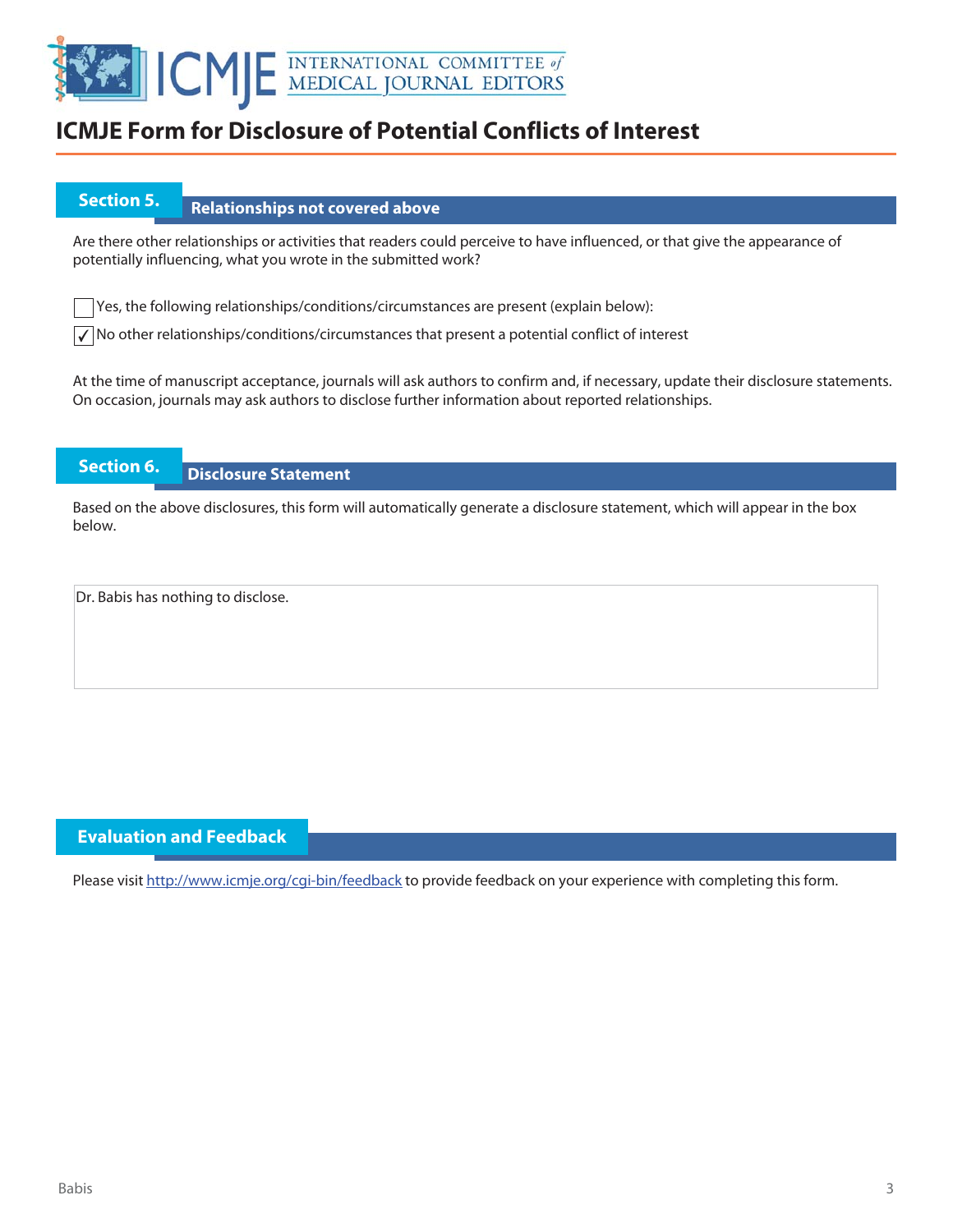# ICMJE Form for Disclosure of Potential Conflicts of Interest

## Section 5. Relationships not covered above

Are there other relationships or activities that readers could perceive to have influenced, or that give the appearance of potentially influencing, what you wrote in the submitted work?

☐ Yes, the following relationships/conditions/circumstances are present (explain below):

☑ No other relationships/conditions/circumstances that present a potential conflict of interest

At the time of manuscript acceptance, journals will ask authors to confirm and, if necessary, update their disclosure statements. On occasion, journals may ask authors to disclose further information about reported relationships.

## Section 6. Disclosure Statement

Based on the above disclosures, this form will automatically generate a disclosure statement, which will appear in the box below.

Dr. Babis has nothing to disclose.

## Evaluation and Feedback

Please visit http://www.icmje.org/cgi-bin/feedback to provide feedback on your experience with completing this form.